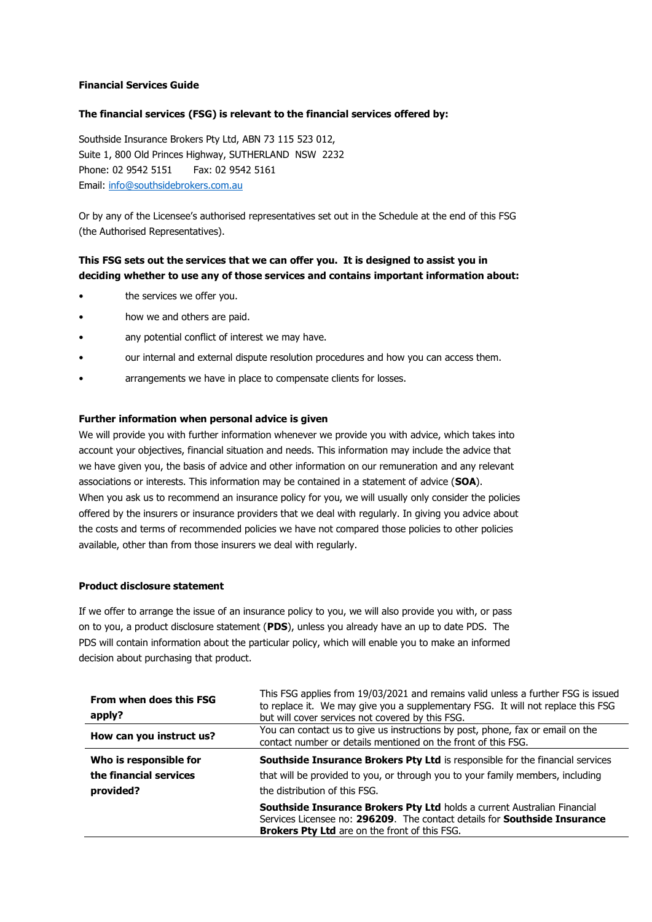**Financial Services Guide**

**The financial services (FSG) is relevant to the financial services offered by:**

Southside Insurance Brokers Pty Ltd, ABN 73 115 523 012,
Suite 1, 800 Old Princes Highway, SUTHERLAND NSW 2232
Phone: 02 9542 5151 Fax: 02 9542 5161
Email: info@southsidebrokers.com.au

Or by any of the Licensee's authorised representatives set out in the Schedule at the end of this FSG (the Authorised Representatives).

**This FSG sets out the services that we can offer you. It is designed to assist you in deciding whether to use any of those services and contains important information about:**

- the services we offer you.
- how we and others are paid.
- any potential conflict of interest we may have.
- our internal and external dispute resolution procedures and how you can access them.
- arrangements we have in place to compensate clients for losses.

**Further information when personal advice is given**

We will provide you with further information whenever we provide you with advice, which takes into account your objectives, financial situation and needs. This information may include the advice that we have given you, the basis of advice and other information on our remuneration and any relevant associations or interests. This information may be contained in a statement of advice (**SOA**).
When you ask us to recommend an insurance policy for you, we will usually only consider the policies offered by the insurers or insurance providers that we deal with regularly. In giving you advice about the costs and terms of recommended policies we have not compared those policies to other policies available, other than from those insurers we deal with regularly.

**Product disclosure statement**

If we offer to arrange the issue of an insurance policy to you, we will also provide you with, or pass on to you, a product disclosure statement (**PDS**), unless you already have an up to date PDS. The PDS will contain information about the particular policy, which will enable you to make an informed decision about purchasing that product.

| | |
|---|---|
| **From when does this FSG apply?** | This FSG applies from 19/03/2021 and remains valid unless a further FSG is issued to replace it. We may give you a supplementary FSG. It will not replace this FSG but will cover services not covered by this FSG. |
| **How can you instruct us?** | You can contact us to give us instructions by post, phone, fax or email on the contact number or details mentioned on the front of this FSG. |
| **Who is responsible for the financial services provided?** | **Southside Insurance Brokers Pty Ltd** is responsible for the financial services that will be provided to you, or through you to your family members, including the distribution of this FSG.<br>**Southside Insurance Brokers Pty Ltd** holds a current Australian Financial Services Licensee no: **296209**. The contact details for **Southside Insurance Brokers Pty Ltd** are on the front of this FSG. |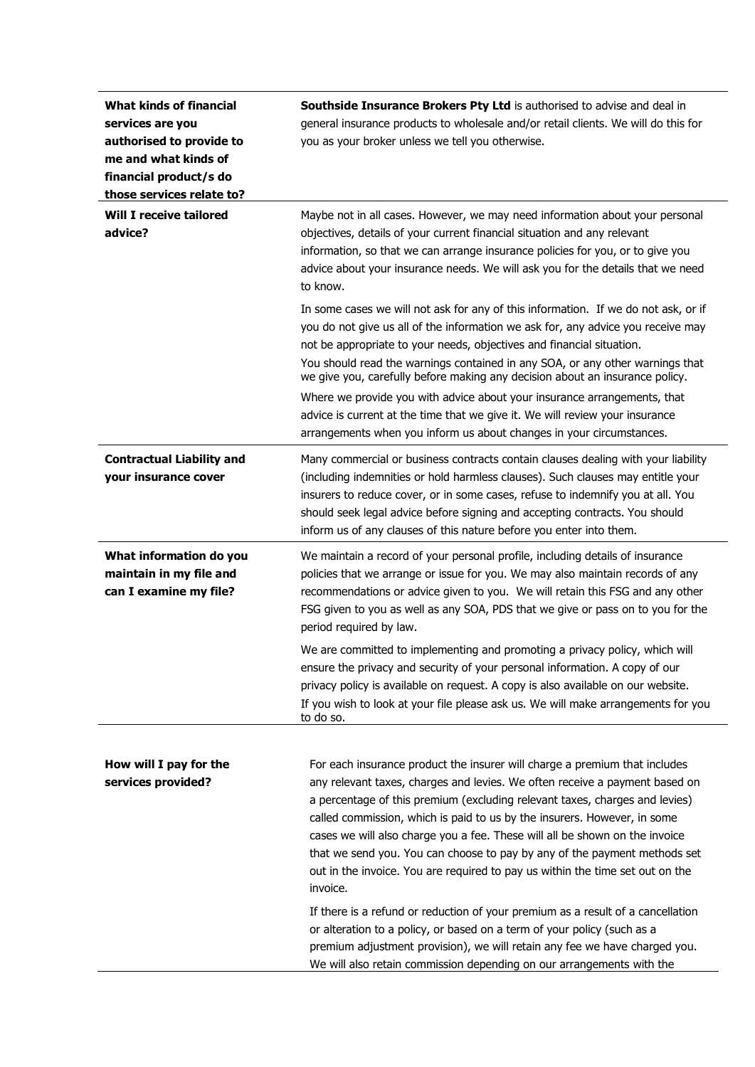| | |
|---|---|
| **What kinds of financial services are you authorised to provide to me and what kinds of financial product/s do those services relate to?** | **Southside Insurance Brokers Pty Ltd** is authorised to advise and deal in general insurance products to wholesale and/or retail clients. We will do this for you as your broker unless we tell you otherwise. |
| **Will I receive tailored advice?** | Maybe not in all cases. However, we may need information about your personal objectives, details of your current financial situation and any relevant information, so that we can arrange insurance policies for you, or to give you advice about your insurance needs. We will ask you for the details that we need to know.<br><br>In some cases we will not ask for any of this information. If we do not ask, or if you do not give us all of the information we ask for, any advice you receive may not be appropriate to your needs, objectives and financial situation.<br>You should read the warnings contained in any SOA, or any other warnings that we give you, carefully before making any decision about an insurance policy.<br><br>Where we provide you with advice about your insurance arrangements, that advice is current at the time that we give it. We will review your insurance arrangements when you inform us about changes in your circumstances. |
| **Contractual Liability and your insurance cover** | Many commercial or business contracts contain clauses dealing with your liability (including indemnities or hold harmless clauses). Such clauses may entitle your insurers to reduce cover, or in some cases, refuse to indemnify you at all. You should seek legal advice before signing and accepting contracts. You should inform us of any clauses of this nature before you enter into them. |
| **What information do you maintain in my file and can I examine my file?** | We maintain a record of your personal profile, including details of insurance policies that we arrange or issue for you. We may also maintain records of any recommendations or advice given to you. We will retain this FSG and any other FSG given to you as well as any SOA, PDS that we give or pass on to you for the period required by law.<br><br>We are committed to implementing and promoting a privacy policy, which will ensure the privacy and security of your personal information. A copy of our privacy policy is available on request. A copy is also available on our website.<br>If you wish to look at your file please ask us. We will make arrangements for you to do so. |
| **How will I pay for the services provided?** | For each insurance product the insurer will charge a premium that includes any relevant taxes, charges and levies. We often receive a payment based on a percentage of this premium (excluding relevant taxes, charges and levies) called commission, which is paid to us by the insurers. However, in some cases we will also charge you a fee. These will all be shown on the invoice that we send you. You can choose to pay by any of the payment methods set out in the invoice. You are required to pay us within the time set out on the invoice.<br><br>If there is a refund or reduction of your premium as a result of a cancellation or alteration to a policy, or based on a term of your policy (such as a premium adjustment provision), we will retain any fee we have charged you. We will also retain commission depending on our arrangements with the |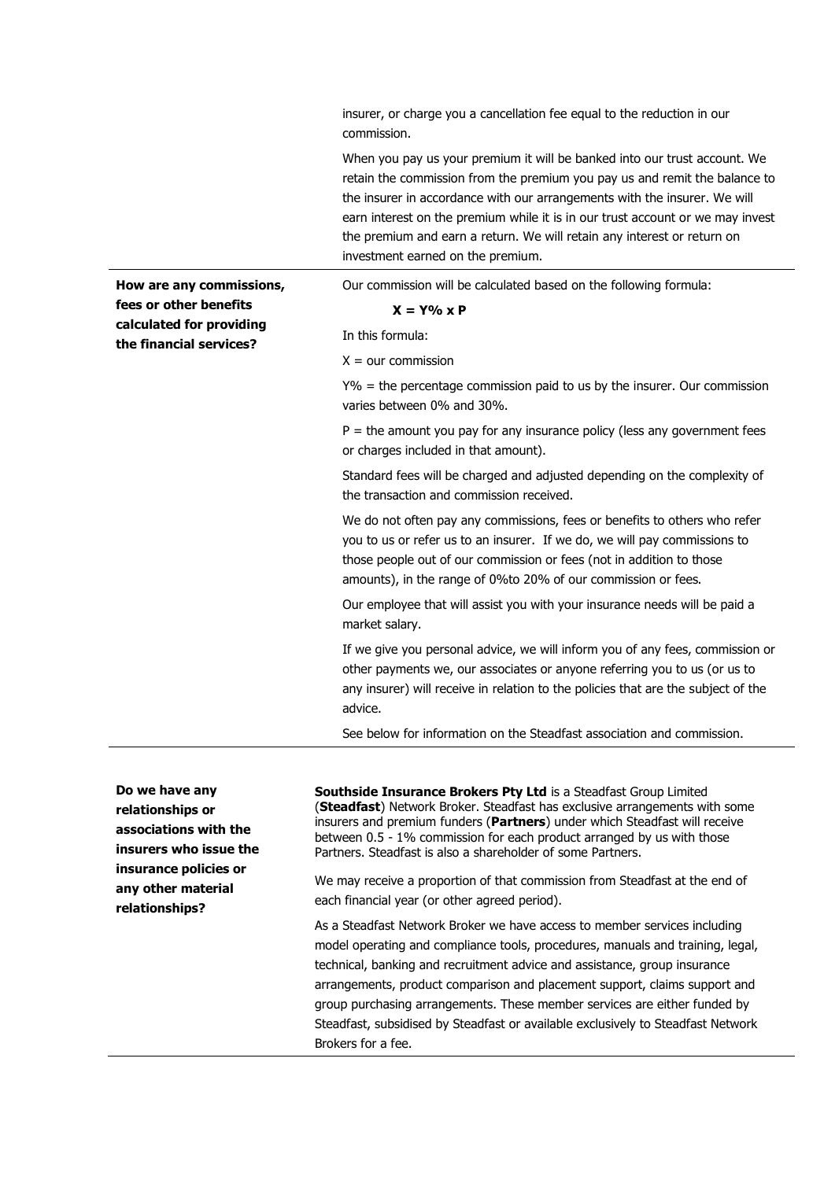| | |
|---|---|
| | insurer, or charge you a cancellation fee equal to the reduction in our commission.<br><br>When you pay us your premium it will be banked into our trust account. We retain the commission from the premium you pay us and remit the balance to the insurer in accordance with our arrangements with the insurer. We will earn interest on the premium while it is in our trust account or we may invest the premium and earn a return. We will retain any interest or return on investment earned on the premium. |
| **How are any commissions, fees or other benefits calculated for providing the financial services?** | Our commission will be calculated based on the following formula:<br><br>**X = Y% x P**<br><br>In this formula:<br><br>X = our commission<br><br>Y% = the percentage commission paid to us by the insurer. Our commission varies between 0% and 30%.<br><br>P = the amount you pay for any insurance policy (less any government fees or charges included in that amount).<br><br>Standard fees will be charged and adjusted depending on the complexity of the transaction and commission received.<br><br>We do not often pay any commissions, fees or benefits to others who refer you to us or refer us to an insurer. If we do, we will pay commissions to those people out of our commission or fees (not in addition to those amounts), in the range of 0%to 20% of our commission or fees.<br><br>Our employee that will assist you with your insurance needs will be paid a market salary.<br><br>If we give you personal advice, we will inform you of any fees, commission or other payments we, our associates or anyone referring you to us (or us to any insurer) will receive in relation to the policies that are the subject of the advice.<br><br>See below for information on the Steadfast association and commission. |
| **Do we have any relationships or associations with the insurers who issue the insurance policies or any other material relationships?** | **Southside Insurance Brokers Pty Ltd** is a Steadfast Group Limited (**Steadfast**) Network Broker. Steadfast has exclusive arrangements with some insurers and premium funders (**Partners**) under which Steadfast will receive between 0.5 - 1% commission for each product arranged by us with those Partners. Steadfast is also a shareholder of some Partners.<br><br>We may receive a proportion of that commission from Steadfast at the end of each financial year (or other agreed period).<br><br>As a Steadfast Network Broker we have access to member services including model operating and compliance tools, procedures, manuals and training, legal, technical, banking and recruitment advice and assistance, group insurance arrangements, product comparison and placement support, claims support and group purchasing arrangements. These member services are either funded by Steadfast, subsidised by Steadfast or available exclusively to Steadfast Network Brokers for a fee. |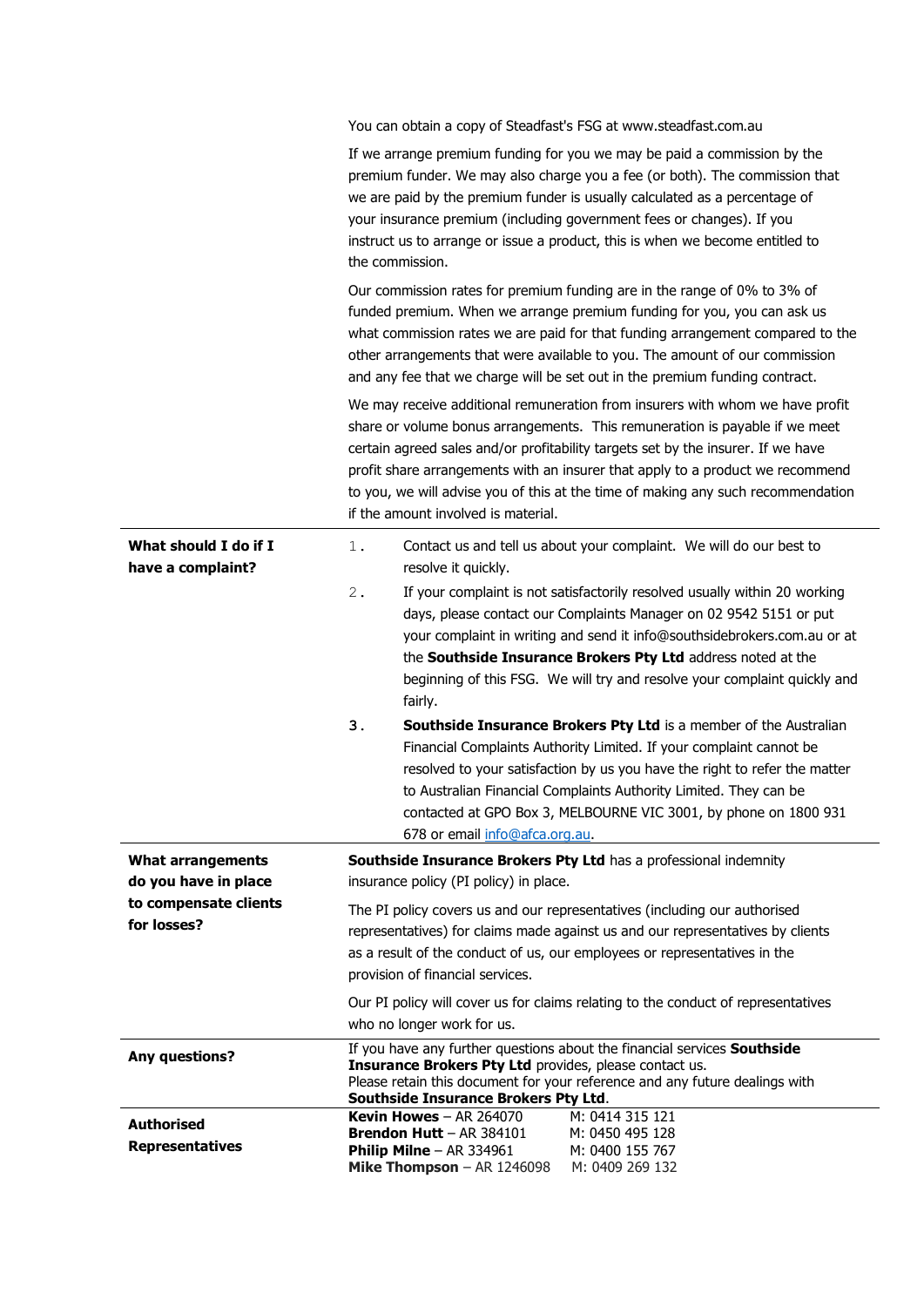You can obtain a copy of Steadfast's FSG at www.steadfast.com.au

If we arrange premium funding for you we may be paid a commission by the premium funder. We may also charge you a fee (or both). The commission that we are paid by the premium funder is usually calculated as a percentage of your insurance premium (including government fees or changes). If you instruct us to arrange or issue a product, this is when we become entitled to the commission.

Our commission rates for premium funding are in the range of 0% to 3% of funded premium. When we arrange premium funding for you, you can ask us what commission rates we are paid for that funding arrangement compared to the other arrangements that were available to you. The amount of our commission and any fee that we charge will be set out in the premium funding contract.

We may receive additional remuneration from insurers with whom we have profit share or volume bonus arrangements. This remuneration is payable if we meet certain agreed sales and/or profitability targets set by the insurer. If we have profit share arrangements with an insurer that apply to a product we recommend to you, we will advise you of this at the time of making any such recommendation if the amount involved is material.

**What should I do if I have a complaint?**

1. Contact us and tell us about your complaint. We will do our best to resolve it quickly.
2. If your complaint is not satisfactorily resolved usually within 20 working days, please contact our Complaints Manager on 02 9542 5151 or put your complaint in writing and send it info@southsidebrokers.com.au or at the **Southside Insurance Brokers Pty Ltd** address noted at the beginning of this FSG. We will try and resolve your complaint quickly and fairly.
3. **Southside Insurance Brokers Pty Ltd** is a member of the Australian Financial Complaints Authority Limited. If your complaint cannot be resolved to your satisfaction by us you have the right to refer the matter to Australian Financial Complaints Authority Limited. They can be contacted at GPO Box 3, MELBOURNE VIC 3001, by phone on 1800 931 678 or email info@afca.org.au.

**What arrangements do you have in place to compensate clients for losses?**

**Southside Insurance Brokers Pty Ltd** has a professional indemnity insurance policy (PI policy) in place.

The PI policy covers us and our representatives (including our authorised representatives) for claims made against us and our representatives by clients as a result of the conduct of us, our employees or representatives in the provision of financial services.

Our PI policy will cover us for claims relating to the conduct of representatives who no longer work for us.

**Any questions?**

If you have any further questions about the financial services **Southside Insurance Brokers Pty Ltd** provides, please contact us.
Please retain this document for your reference and any future dealings with **Southside Insurance Brokers Pty Ltd**.

**Authorised Representatives**

| | |
|---|---|
| **Kevin Howes** – AR 264070 | M: 0414 315 121 |
| **Brendon Hutt** – AR 384101 | M: 0450 495 128 |
| **Philip Milne** – AR 334961 | M: 0400 155 767 |
| **Mike Thompson** – AR 1246098 | M: 0409 269 132 |